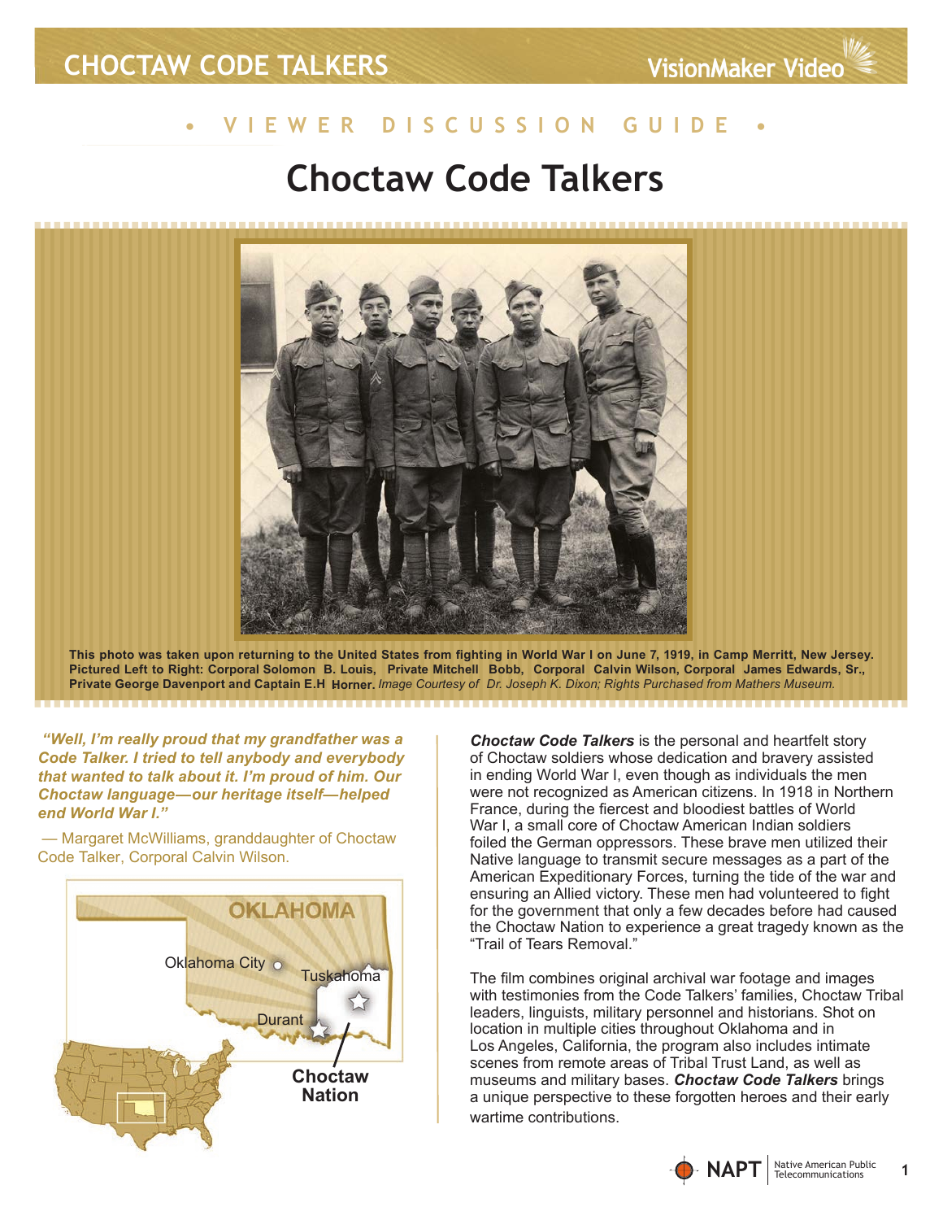CHOCTAW CODE TALKERS

VisionMaker Video

• VIEWER DISCUSSION GUIDE •

# Choctaw Code Talkers

**This photo was taken upon returning to the United States from fighting in World War I on June 7, 1919, in Camp Merritt, New Jersey. Pictured Left to Right: Corporal Solomon B. Louis, Private Mitchell Bobb, Corporal Calvin Wilson, Corporal James Edwards, Sr., Private George Davenport and Captain E.H Horner.** *Image Courtesy of Dr. Joseph K. Dixon; Rights Purchased from Mathers Museum.*

***"Well, I'm really proud that my grandfather was a Code Talker. I tried to tell anybody and everybody that wanted to talk about it. I'm proud of him. Our Choctaw language—our heritage itself—helped end World War I."***

— Margaret McWilliams, granddaughter of Choctaw Code Talker, Corporal Calvin Wilson.

OKLAHOMA

Oklahoma City

Tuskahoma

Durant

Choctaw Nation

***Choctaw Code Talkers*** is the personal and heartfelt story of Choctaw soldiers whose dedication and bravery assisted in ending World War I, even though as individuals the men were not recognized as American citizens. In 1918 in Northern France, during the fiercest and bloodiest battles of World War I, a small core of Choctaw American Indian soldiers foiled the German oppressors. These brave men utilized their Native language to transmit secure messages as a part of the American Expeditionary Forces, turning the tide of the war and ensuring an Allied victory. These men had volunteered to fight for the government that only a few decades before had caused the Choctaw Nation to experience a great tragedy known as the "Trail of Tears Removal."

The film combines original archival war footage and images with testimonies from the Code Talkers' families, Choctaw Tribal leaders, linguists, military personnel and historians. Shot on location in multiple cities throughout Oklahoma and in Los Angeles, California, the program also includes intimate scenes from remote areas of Tribal Trust Land, as well as museums and military bases. ***Choctaw Code Talkers*** brings a unique perspective to these forgotten heroes and their early wartime contributions.

NAPT Native American Public Telecommunications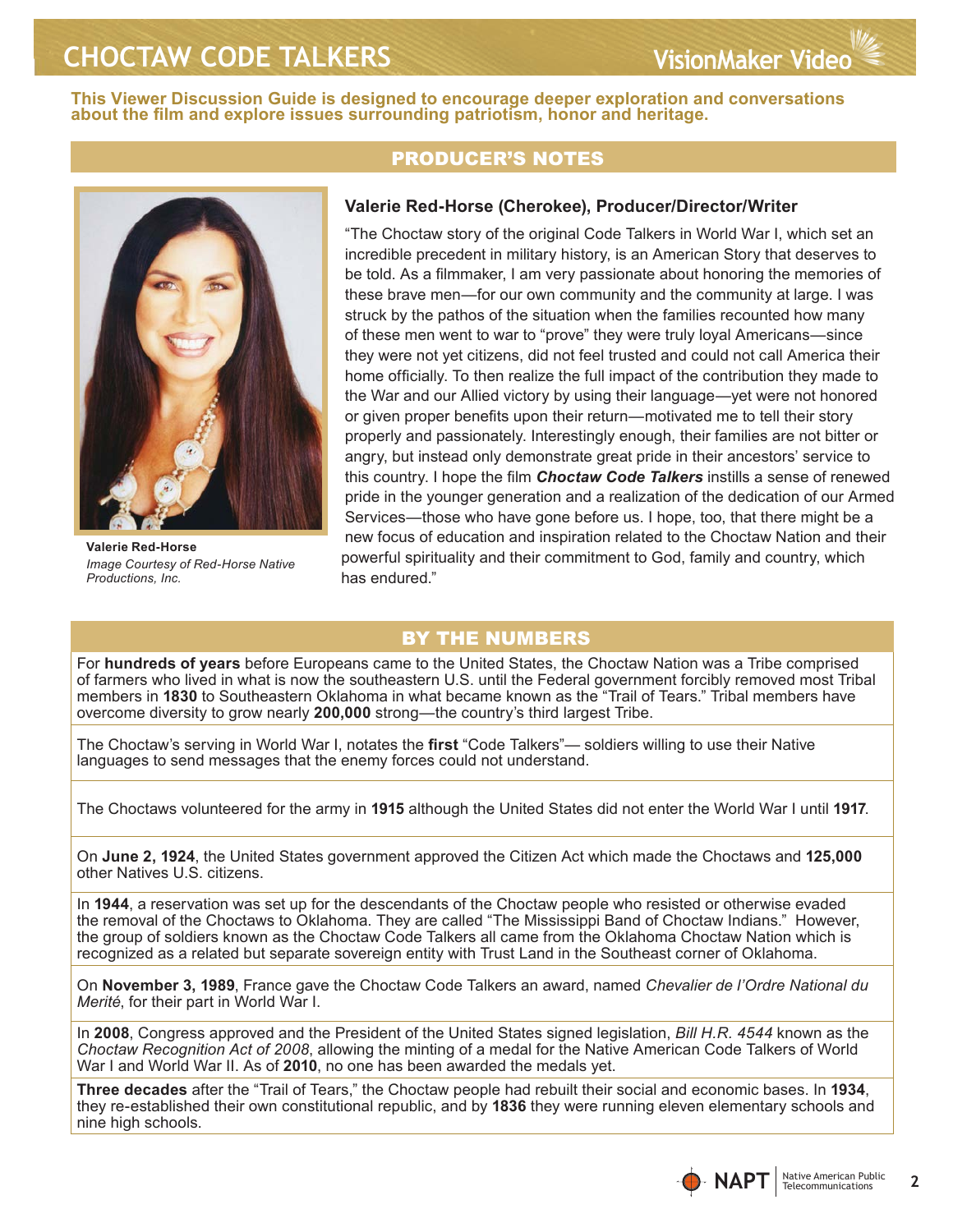# CHOCTAW CODE TALKERS

**This Viewer Discussion Guide is designed to encourage deeper exploration and conversations about the film and explore issues surrounding patriotism, honor and heritage.**

## PRODUCER'S NOTES

**Valerie Red-Horse**
*Image Courtesy of Red-Horse Native Productions, Inc.*

### Valerie Red-Horse (Cherokee), Producer/Director/Writer

"The Choctaw story of the original Code Talkers in World War I, which set an incredible precedent in military history, is an American Story that deserves to be told. As a filmmaker, I am very passionate about honoring the memories of these brave men—for our own community and the community at large. I was struck by the pathos of the situation when the families recounted how many of these men went to war to "prove" they were truly loyal Americans—since they were not yet citizens, did not feel trusted and could not call America their home officially. To then realize the full impact of the contribution they made to the War and our Allied victory by using their language—yet were not honored or given proper benefits upon their return—motivated me to tell their story properly and passionately. Interestingly enough, their families are not bitter or angry, but instead only demonstrate great pride in their ancestors' service to this country. I hope the film ***Choctaw Code Talkers*** instills a sense of renewed pride in the younger generation and a realization of the dedication of our Armed Services—those who have gone before us. I hope, too, that there might be a new focus of education and inspiration related to the Choctaw Nation and their powerful spirituality and their commitment to God, family and country, which has endured."

## BY THE NUMBERS

For **hundreds of years** before Europeans came to the United States, the Choctaw Nation was a Tribe comprised of farmers who lived in what is now the southeastern U.S. until the Federal government forcibly removed most Tribal members in **1830** to Southeastern Oklahoma in what became known as the "Trail of Tears." Tribal members have overcome diversity to grow nearly **200,000** strong—the country's third largest Tribe.

The Choctaw's serving in World War I, notates the **first** "Code Talkers"— soldiers willing to use their Native languages to send messages that the enemy forces could not understand.

The Choctaws volunteered for the army in **1915** although the United States did not enter the World War I until **1917**.

On **June 2, 1924**, the United States government approved the Citizen Act which made the Choctaws and **125,000** other Natives U.S. citizens.

In **1944**, a reservation was set up for the descendants of the Choctaw people who resisted or otherwise evaded the removal of the Choctaws to Oklahoma. They are called "The Mississippi Band of Choctaw Indians." However, the group of soldiers known as the Choctaw Code Talkers all came from the Oklahoma Choctaw Nation which is recognized as a related but separate sovereign entity with Trust Land in the Southeast corner of Oklahoma.

On **November 3, 1989**, France gave the Choctaw Code Talkers an award, named *Chevalier de l'Ordre National du Merité*, for their part in World War I.

In **2008**, Congress approved and the President of the United States signed legislation, *Bill H.R. 4544* known as the *Choctaw Recognition Act of 2008*, allowing the minting of a medal for the Native American Code Talkers of World War I and World War II. As of **2010**, no one has been awarded the medals yet.

**Three decades** after the "Trail of Tears," the Choctaw people had rebuilt their social and economic bases. In **1934**, they re-established their own constitutional republic, and by **1836** they were running eleven elementary schools and nine high schools.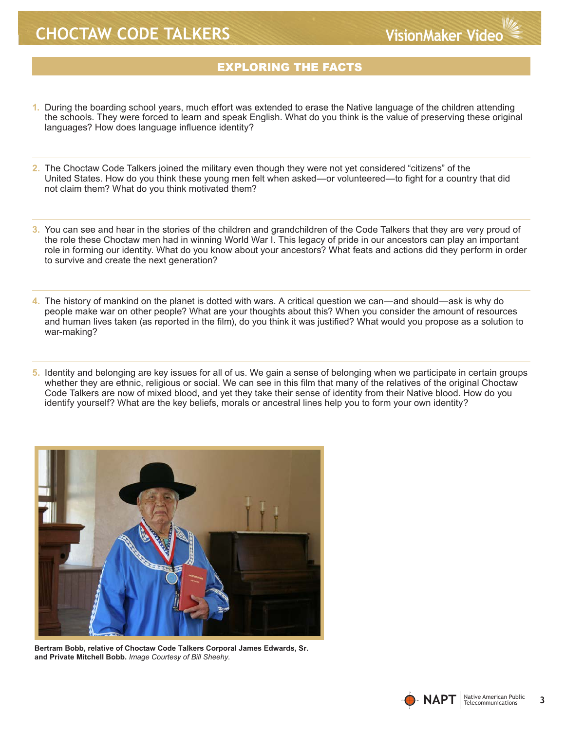## EXPLORING THE FACTS

1. During the boarding school years, much effort was extended to erase the Native language of the children attending the schools. They were forced to learn and speak English. What do you think is the value of preserving these original languages? How does language influence identity?

2. The Choctaw Code Talkers joined the military even though they were not yet considered "citizens" of the United States. How do you think these young men felt when asked—or volunteered—to fight for a country that did not claim them? What do you think motivated them?

3. You can see and hear in the stories of the children and grandchildren of the Code Talkers that they are very proud of the role these Choctaw men had in winning World War I. This legacy of pride in our ancestors can play an important role in forming our identity. What do you know about your ancestors? What feats and actions did they perform in order to survive and create the next generation?

4. The history of mankind on the planet is dotted with wars. A critical question we can—and should—ask is why do people make war on other people? What are your thoughts about this? When you consider the amount of resources and human lives taken (as reported in the film), do you think it was justified? What would you propose as a solution to war-making?

5. Identity and belonging are key issues for all of us. We gain a sense of belonging when we participate in certain groups whether they are ethnic, religious or social. We can see in this film that many of the relatives of the original Choctaw Code Talkers are now of mixed blood, and yet they take their sense of identity from their Native blood. How do you identify yourself? What are the key beliefs, morals or ancestral lines help you to form your own identity?

**Bertram Bobb, relative of Choctaw Code Talkers Corporal James Edwards, Sr. and Private Mitchell Bobb.** *Image Courtesy of Bill Sheehy.*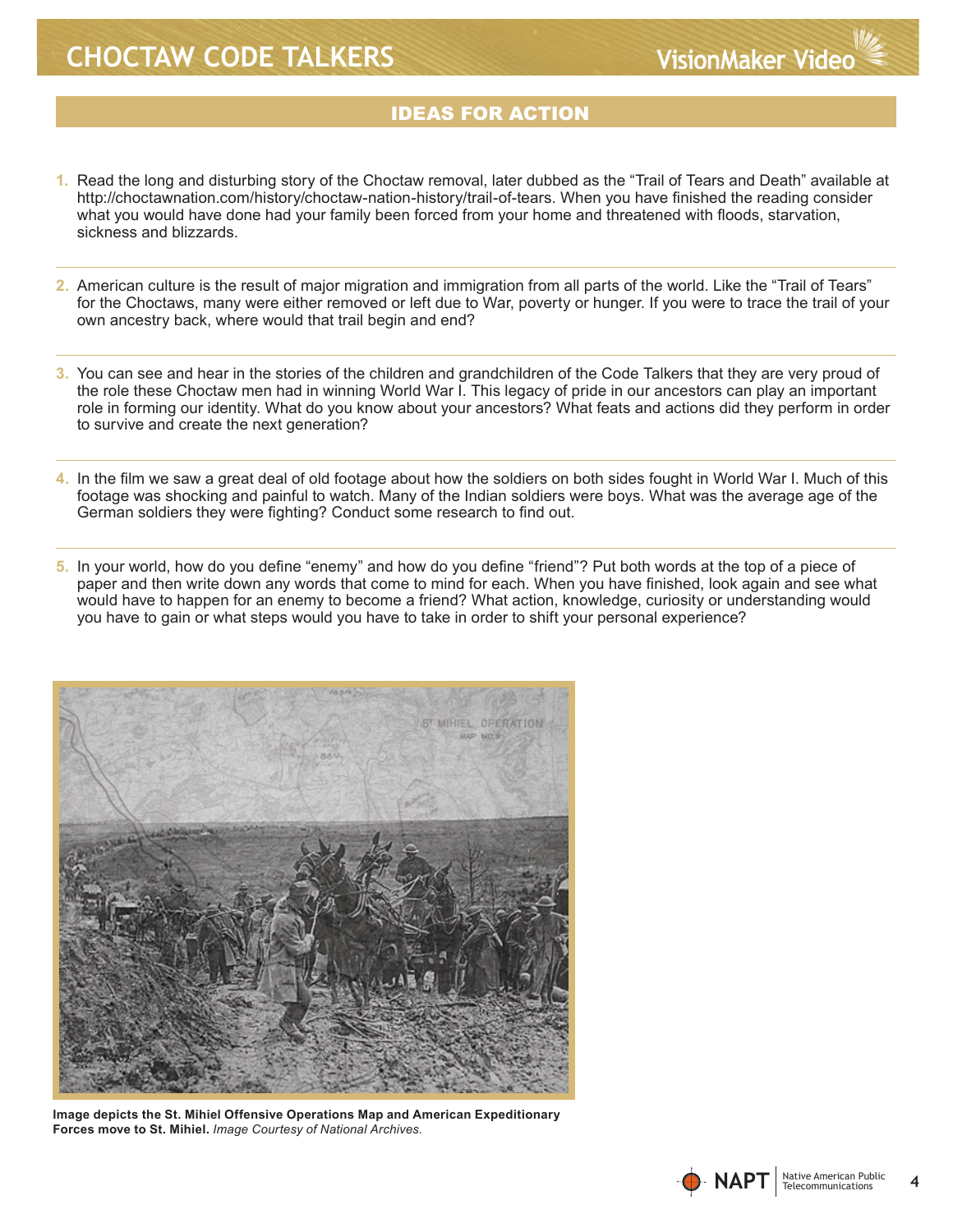## IDEAS FOR ACTION

1. Read the long and disturbing story of the Choctaw removal, later dubbed as the "Trail of Tears and Death" available at http://choctawnation.com/history/choctaw-nation-history/trail-of-tears. When you have finished the reading consider what you would have done had your family been forced from your home and threatened with floods, starvation, sickness and blizzards.

2. American culture is the result of major migration and immigration from all parts of the world. Like the "Trail of Tears" for the Choctaws, many were either removed or left due to War, poverty or hunger. If you were to trace the trail of your own ancestry back, where would that trail begin and end?

3. You can see and hear in the stories of the children and grandchildren of the Code Talkers that they are very proud of the role these Choctaw men had in winning World War I. This legacy of pride in our ancestors can play an important role in forming our identity. What do you know about your ancestors? What feats and actions did they perform in order to survive and create the next generation?

4. In the film we saw a great deal of old footage about how the soldiers on both sides fought in World War I. Much of this footage was shocking and painful to watch. Many of the Indian soldiers were boys. What was the average age of the German soldiers they were fighting? Conduct some research to find out.

5. In your world, how do you define "enemy" and how do you define "friend"? Put both words at the top of a piece of paper and then write down any words that come to mind for each. When you have finished, look again and see what would have to happen for an enemy to become a friend? What action, knowledge, curiosity or understanding would you have to gain or what steps would you have to take in order to shift your personal experience?

**Image depicts the St. Mihiel Offensive Operations Map and American Expeditionary Forces move to St. Mihiel.** *Image Courtesy of National Archives.*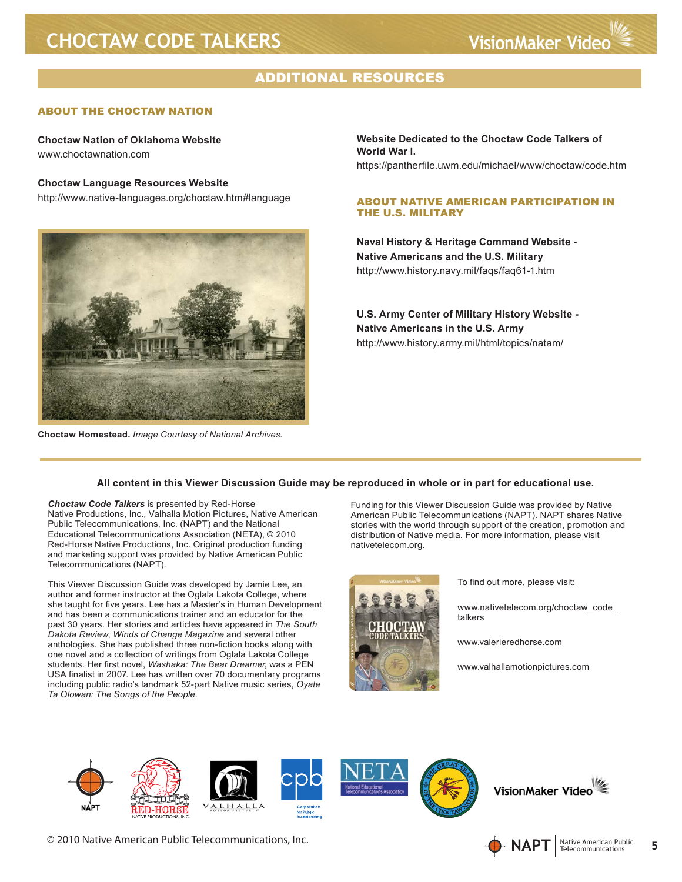## ADDITIONAL RESOURCES

### ABOUT THE CHOCTAW NATION

**Choctaw Nation of Oklahoma Website**
www.choctawnation.com

**Choctaw Language Resources Website**
http://www.native-languages.org/choctaw.htm#language

**Choctaw Homestead.** *Image Courtesy of National Archives.*

**Website Dedicated to the Choctaw Code Talkers of World War I.**
https://pantherfile.uwm.edu/michael/www/choctaw/code.htm

### ABOUT NATIVE AMERICAN PARTICIPATION IN THE U.S. MILITARY

**Naval History & Heritage Command Website - Native Americans and the U.S. Military**
http://www.history.navy.mil/faqs/faq61-1.htm

**U.S. Army Center of Military History Website - Native Americans in the U.S. Army**
http://www.history.army.mil/html/topics/natam/

**All content in this Viewer Discussion Guide may be reproduced in whole or in part for educational use.**

***Choctaw Code Talkers*** is presented by Red-Horse Native Productions, Inc., Valhalla Motion Pictures, Native American Public Telecommunications, Inc. (NAPT) and the National Educational Telecommunications Association (NETA), © 2010 Red-Horse Native Productions, Inc. Original production funding and marketing support was provided by Native American Public Telecommunications (NAPT).

This Viewer Discussion Guide was developed by Jamie Lee, an author and former instructor at the Oglala Lakota College, where she taught for five years. Lee has a Master's in Human Development and has been a communications trainer and an educator for the past 30 years. Her stories and articles have appeared in *The South Dakota Review*, *Winds of Change Magazine* and several other anthologies. She has published three non-fiction books along with one novel and a collection of writings from Oglala Lakota College students. Her first novel, *Washaka: The Bear Dreamer*, was a PEN USA finalist in 2007. Lee has written over 70 documentary programs including public radio's landmark 52-part Native music series, *Oyate Ta Olowan: The Songs of the People*.

Funding for this Viewer Discussion Guide was provided by Native American Public Telecommunications (NAPT). NAPT shares Native stories with the world through support of the creation, promotion and distribution of Native media. For more information, please visit nativetelecom.org.

To find out more, please visit:

www.nativetelecom.org/choctaw_code_talkers

www.valerieredhorse.com

www.valhallamotionpictures.com

© 2010 Native American Public Telecommunications, Inc.